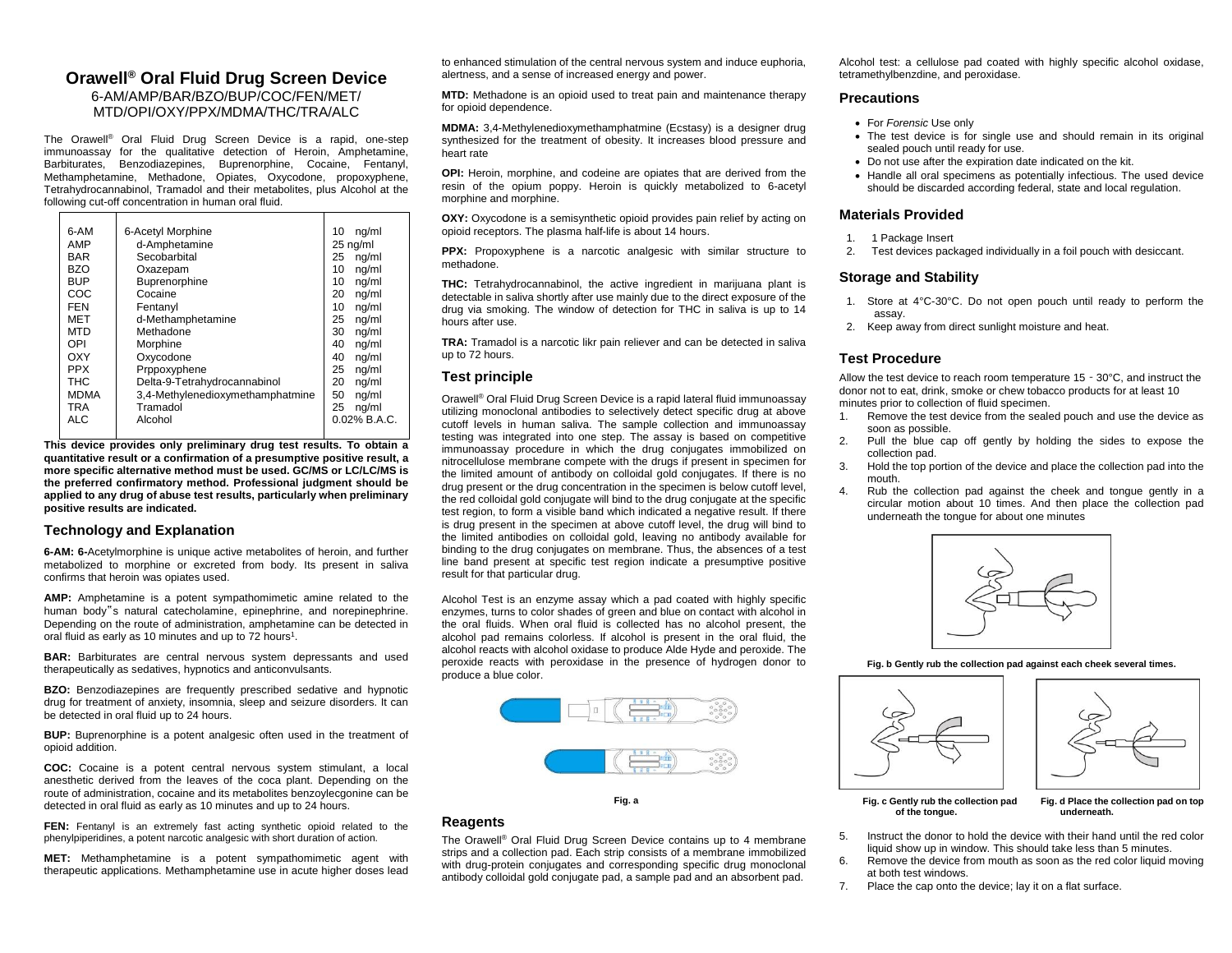# Orawell® Oral Fluid Drug Screen Device

6-AM/AMP/BAR/BZO/BUP/COC/FEN/MET/
MTD/OPI/OXY/PPX/MDMA/THC/TRA/ALC

The Orawell® Oral Fluid Drug Screen Device is a rapid, one-step immunoassay for the qualitative detection of Heroin, Amphetamine, Barbiturates, Benzodiazepines, Buprenorphine, Cocaine, Fentanyl, Methamphetamine, Methadone, Opiates, Oxycodone, propoxyphene, Tetrahydrocannabinol, Tramadol and their metabolites, plus Alcohol at the following cut-off concentration in human oral fluid.

| | | |
|---|---|---|
| 6-AM | 6-Acetyl Morphine | 10 ng/ml |
| AMP | d-Amphetamine | 25 ng/ml |
| BAR | Secobarbital | 25 ng/ml |
| BZO | Oxazepam | 10 ng/ml |
| BUP | Buprenorphine | 10 ng/ml |
| COC | Cocaine | 20 ng/ml |
| FEN | Fentanyl | 10 ng/ml |
| MET | d-Methamphetamine | 25 ng/ml |
| MTD | Methadone | 30 ng/ml |
| OPI | Morphine | 40 ng/ml |
| OXY | Oxycodone | 40 ng/ml |
| PPX | Prppoxyphene | 25 ng/ml |
| THC | Delta-9-Tetrahydrocannabinol | 20 ng/ml |
| MDMA | 3,4-Methylenedioxymethamphatmine | 50 ng/ml |
| TRA | Tramadol | 25 ng/ml |
| ALC | Alcohol | 0.02% B.A.C. |

**This device provides only preliminary drug test results. To obtain a quantitative result or a confirmation of a presumptive positive result, a more specific alternative method must be used. GC/MS or LC/LC/MS is the preferred confirmatory method. Professional judgment should be applied to any drug of abuse test results, particularly when preliminary positive results are indicated.**

## Technology and Explanation

**6-AM: 6-**Acetylmorphine is unique active metabolites of heroin, and further metabolized to morphine or excreted from body. Its present in saliva confirms that heroin was opiates used.

**AMP:** Amphetamine is a potent sympathomimetic amine related to the human body"s natural catecholamine, epinephrine, and norepinephrine. Depending on the route of administration, amphetamine can be detected in oral fluid as early as 10 minutes and up to 72 hours[1].

**BAR:** Barbiturates are central nervous system depressants and used therapeutically as sedatives, hypnotics and anticonvulsants.

**BZO:** Benzodiazepines are frequently prescribed sedative and hypnotic drug for treatment of anxiety, insomnia, sleep and seizure disorders. It can be detected in oral fluid up to 24 hours.

**BUP:** Buprenorphine is a potent analgesic often used in the treatment of opioid addition.

**COC:** Cocaine is a potent central nervous system stimulant, a local anesthetic derived from the leaves of the coca plant. Depending on the route of administration, cocaine and its metabolites benzoylecgonine can be detected in oral fluid as early as 10 minutes and up to 24 hours.

**FEN:** Fentanyl is an extremely fast acting synthetic opioid related to the phenylpiperidines, a potent narcotic analgesic with short duration of action.

**MET:** Methamphetamine is a potent sympathomimetic agent with therapeutic applications. Methamphetamine use in acute higher doses lead to enhanced stimulation of the central nervous system and induce euphoria, alertness, and a sense of increased energy and power.

**MTD:** Methadone is an opioid used to treat pain and maintenance therapy for opioid dependence.

**MDMA:** 3,4-Methylenedioxymethamphatmine (Ecstasy) is a designer drug synthesized for the treatment of obesity. It increases blood pressure and heart rate

**OPI:** Heroin, morphine, and codeine are opiates that are derived from the resin of the opium poppy. Heroin is quickly metabolized to 6-acetyl morphine and morphine.

**OXY:** Oxycodone is a semisynthetic opioid provides pain relief by acting on opioid receptors. The plasma half-life is about 14 hours.

**PPX:** Propoxyphene is a narcotic analgesic with similar structure to methadone.

**THC:** Tetrahydrocannabinol, the active ingredient in marijuana plant is detectable in saliva shortly after use mainly due to the direct exposure of the drug via smoking. The window of detection for THC in saliva is up to 14 hours after use.

**TRA:** Tramadol is a narcotic likr pain reliever and can be detected in saliva up to 72 hours.

## Test principle

Orawell® Oral Fluid Drug Screen Device is a rapid lateral fluid immunoassay utilizing monoclonal antibodies to selectively detect specific drug at above cutoff levels in human saliva. The sample collection and immunoassay testing was integrated into one step. The assay is based on competitive immunoassay procedure in which the drug conjugates immobilized on nitrocellulose membrane compete with the drugs if present in specimen for the limited amount of antibody on colloidal gold conjugates. If there is no drug present or the drug concentration in the specimen is below cutoff level, the red colloidal gold conjugate will bind to the drug conjugate at the specific test region, to form a visible band which indicated a negative result. If there is drug present in the specimen at above cutoff level, the drug will bind to the limited antibodies on colloidal gold, leaving no antibody available for binding to the drug conjugates on membrane. Thus, the absences of a test line band present at specific test region indicate a presumptive positive result for that particular drug.

Alcohol Test is an enzyme assay which a pad coated with highly specific enzymes, turns to color shades of green and blue on contact with alcohol in the oral fluids. When oral fluid is collected has no alcohol present, the alcohol pad remains colorless. If alcohol is present in the oral fluid, the alcohol reacts with alcohol oxidase to produce Alde Hyde and peroxide. The peroxide reacts with peroxidase in the presence of hydrogen donor to produce a blue color.

**Fig. a**

## Reagents

The Orawell® Oral Fluid Drug Screen Device contains up to 4 membrane strips and a collection pad. Each strip consists of a membrane immobilized with drug-protein conjugates and corresponding specific drug monoclonal antibody colloidal gold conjugate pad, a sample pad and an absorbent pad.

Alcohol test: a cellulose pad coated with highly specific alcohol oxidase, tetramethylbenzdine, and peroxidase.

## Precautions

- For *Forensic* Use only
- The test device is for single use and should remain in its original sealed pouch until ready for use.
- Do not use after the expiration date indicated on the kit.
- Handle all oral specimens as potentially infectious. The used device should be discarded according federal, state and local regulation.

## Materials Provided

1. 1 Package Insert
2. Test devices packaged individually in a foil pouch with desiccant.

## Storage and Stability

1. Store at 4°C-30°C. Do not open pouch until ready to perform the assay.
2. Keep away from direct sunlight moisture and heat.

## Test Procedure

Allow the test device to reach room temperature 15 - 30°C, and instruct the donor not to eat, drink, smoke or chew tobacco products for at least 10 minutes prior to collection of fluid specimen.

1. Remove the test device from the sealed pouch and use the device as soon as possible.
2. Pull the blue cap off gently by holding the sides to expose the collection pad.
3. Hold the top portion of the device and place the collection pad into the mouth.
4. Rub the collection pad against the cheek and tongue gently in a circular motion about 10 times. And then place the collection pad underneath the tongue for about one minutes

**Fig. b Gently rub the collection pad against each cheek several times.**

**Fig. c Gently rub the collection pad of the tongue.**

**Fig. d Place the collection pad on top underneath.**

5. Instruct the donor to hold the device with their hand until the red color liquid show up in window. This should take less than 5 minutes.
6. Remove the device from mouth as soon as the red color liquid moving at both test windows.
7. Place the cap onto the device; lay it on a flat surface.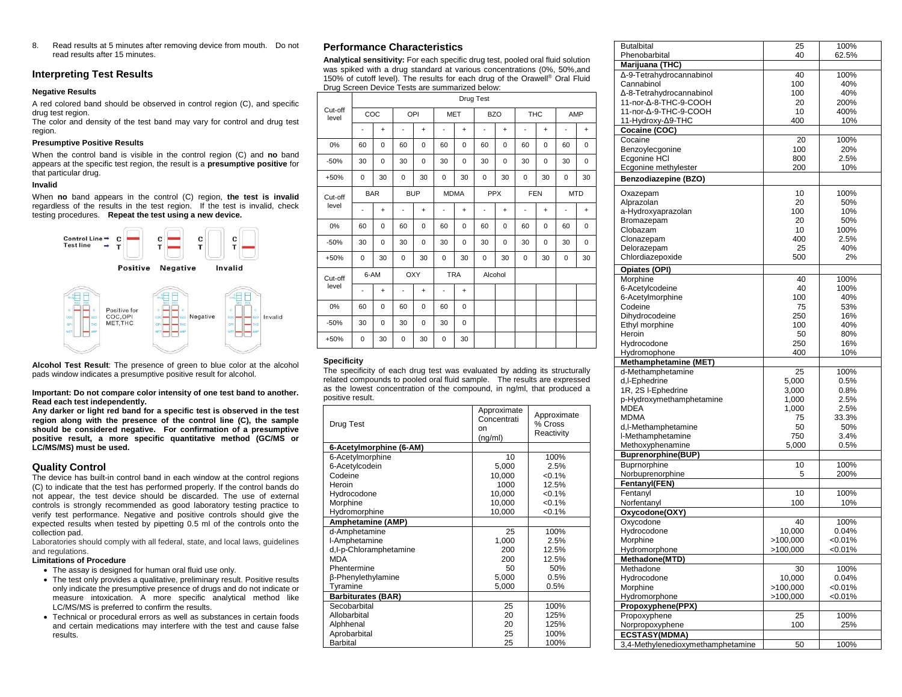8. Read results at 5 minutes after removing device from mouth. Do not read results after 15 minutes.

## Interpreting Test Results

### Negative Results

A red colored band should be observed in control region (C), and specific drug test region.
The color and density of the test band may vary for control and drug test region.

### Presumptive Positive Results

When the control band is visible in the control region (C) and **no** band appears at the specific test region, the result is a **presumptive positive** for that particular drug.

### Invalid

When **no** band appears in the control (C) region, **the test is invalid** regardless of the results in the test region. If the test is invalid, check testing procedures. **Repeat the test using a new device.**

Control Line → C
Test line → T

Positive Negative Invalid

Positive for COC,OPI MET,THC

Negative

Invalid

**Alcohol Test Result**: The presence of green to blue color at the alcohol pads window indicates a presumptive positive result for alcohol.

**Important: Do not compare color intensity of one test band to another. Read each test independently.**
**Any darker or light red band for a specific test is observed in the test region along with the presence of the control line (C), the sample should be considered negative. For confirmation of a presumptive positive result, a more specific quantitative method (GC/MS or LC/MS/MS) must be used.**

## Quality Control

The device has built-in control band in each window at the control regions (C) to indicate that the test has performed properly. If the control bands do not appear, the test device should be discarded. The use of external controls is strongly recommended as good laboratory testing practice to verify test performance. Negative and positive controls should give the expected results when tested by pipetting 0.5 ml of the controls onto the collection pad.
Laboratories should comply with all federal, state, and local laws, guidelines and regulations.

### Limitations of Procedure

- The assay is designed for human oral fluid use only.
- The test only provides a qualitative, preliminary result. Positive results only indicate the presumptive presence of drugs and do not indicate or measure intoxication. A more specific analytical method like LC/MS/MS is preferred to confirm the results.
- Technical or procedural errors as well as substances in certain foods and certain medications may interfere with the test and cause false results.

## Performance Characteristics

**Analytical sensitivity:** For each specific drug test, pooled oral fluid solution was spiked with a drug standard at various concentrations (0%, 50%,and 150% of cutoff level). The results for each drug of the Orawell® Oral Fluid Drug Screen Device Tests are summarized below:

| Cut-off level | COC | | OPI | | MET | | BZO | | THC | | AMP | |
|---|---|---|---|---|---|---|---|---|---|---|---|---|
| | - | + | - | + | - | + | - | + | - | + | - | + |
| 0% | 60 | 0 | 60 | 0 | 60 | 0 | 60 | 0 | 60 | 0 | 60 | 0 |
| -50% | 30 | 0 | 30 | 0 | 30 | 0 | 30 | 0 | 30 | 0 | 30 | 0 |
| +50% | 0 | 30 | 0 | 30 | 0 | 30 | 0 | 30 | 0 | 30 | 0 | 30 |
| **Cut-off level** | **BAR** | | **BUP** | | **MDMA** | | **PPX** | | **FEN** | | **MTD** | |
| | - | + | - | + | - | + | - | + | - | + | - | + |
| 0% | 60 | 0 | 60 | 0 | 60 | 0 | 60 | 0 | 60 | 0 | 60 | 0 |
| -50% | 30 | 0 | 30 | 0 | 30 | 0 | 30 | 0 | 30 | 0 | 30 | 0 |
| +50% | 0 | 30 | 0 | 30 | 0 | 30 | 0 | 30 | 0 | 30 | 0 | 30 |
| **Cut-off level** | **6-AM** | | **OXY** | | **TRA** | | **Alcohol** | | | | | |
| | - | + | - | + | - | + | | | | | | |
| 0% | 60 | 0 | 60 | 0 | 60 | 0 | | | | | | |
| -50% | 30 | 0 | 30 | 0 | 30 | 0 | | | | | | |
| +50% | 0 | 30 | 0 | 30 | 0 | 30 | | | | | | |

### Specificity

The specificity of each drug test was evaluated by adding its structurally related compounds to pooled oral fluid sample. The results are expressed as the lowest concentration of the compound, in ng/ml, that produced a positive result.

| Drug Test | Approximate Concentration (ng/ml) | Approximate % Cross Reactivity |
|---|---|---|
| **6-Acetylmorphine (6-AM)** | | |
| 6-Acetylmorphine | 10 | 100% |
| 6-Acetylcodein | 5,000 | 2.5% |
| Codeine | 10,000 | <0.1% |
| Heroin | 1000 | 12.5% |
| Hydrocodone | 10,000 | <0.1% |
| Morphine | 10,000 | <0.1% |
| Hydromorphine | 10,000 | <0.1% |
| **Amphetamine (AMP)** | | |
| d-Amphetamine | 25 | 100% |
| l-Amphetamine | 1,000 | 2.5% |
| d,l-p-Chloramphetamine | 200 | 12.5% |
| MDA | 200 | 12.5% |
| Phentermine | 50 | 50% |
| β-Phenylethylamine | 5,000 | 0.5% |
| Tyramine | 5,000 | 0.5% |
| **Barbiturates (BAR)** | | |
| Secobarbital | 25 | 100% |
| Allobarbital | 20 | 125% |
| Alphenal | 20 | 125% |
| Aprobarbital | 25 | 100% |
| Barbital | 25 | 100% |
| Butalbital | 25 | 100% |
| Phenobarbital | 40 | 62.5% |
| **Marijuana (THC)** | | |
| Δ-9-Tetrahydrocannabinol | 40 | 100% |
| Cannabinol | 100 | 40% |
| Δ-8-Tetrahydrocannabinol | 100 | 40% |
| 11-nor-Δ-8-THC-9-COOH | 20 | 200% |
| 11-nor-Δ-9-THC-9-COOH | 10 | 400% |
| 11-Hydroxy-Δ9-THC | 400 | 10% |
| **Cocaine (COC)** | | |
| Cocaine | 20 | 100% |
| Benzoylecgonine | 100 | 20% |
| Ecgonine HCl | 800 | 2.5% |
| Ecgonine methylester | 200 | 10% |
| **Benzodiazepine (BZO)** | | |
| Oxazepam | 10 | 100% |
| Alprazolan | 20 | 50% |
| a-Hydroxyaprazolan | 100 | 10% |
| Bromazepam | 20 | 50% |
| Clobazam | 10 | 100% |
| Clonazepam | 400 | 2.5% |
| Delorazepam | 25 | 40% |
| Chlordiazepoxide | 500 | 2% |
| **Opiates (OPI)** | | |
| Morphine | 40 | 100% |
| 6-Acetylcodeine | 40 | 100% |
| 6-Acetylmorphine | 100 | 40% |
| Codeine | 75 | 53% |
| Dihydrocodeine | 250 | 16% |
| Ethyl morphine | 100 | 40% |
| Heroin | 50 | 80% |
| Hydrocodone | 250 | 16% |
| Hydromophone | 400 | 10% |
| **Methamphetamine (MET)** | | |
| d-Methamphetamine | 25 | 100% |
| d,l-Ephedrine | 5,000 | 0.5% |
| 1R, 2S l-Ephedrine | 3,000 | 0.8% |
| p-Hydroxymethamphetamine | 1,000 | 2.5% |
| MDEA | 1,000 | 2.5% |
| MDMA | 75 | 33.3% |
| d,l-Methamphetamine | 50 | 50% |
| l-Methamphetamine | 750 | 3.4% |
| Methoxyphenamine | 5,000 | 0.5% |
| **Buprenorphine(BUP)** | | |
| Buprnorphine | 10 | 100% |
| Norbuprenorphine | 5 | 200% |
| **Fentanyl(FEN)** | | |
| Fentanyl | 10 | 100% |
| Norfentanyl | 100 | 10% |
| **Oxycodone(OXY)** | | |
| Oxycodone | 40 | 100% |
| Hydrocodone | 10,000 | 0.04% |
| Morphine | >100,000 | <0.01% |
| Hydromorphone | >100,000 | <0.01% |
| **Methadone(MTD)** | | |
| Methadone | 30 | 100% |
| Hydrocodone | 10,000 | 0.04% |
| Morphine | >100,000 | <0.01% |
| Hydromorphone | >100,000 | <0.01% |
| **Propoxyphene(PPX)** | | |
| Propoxyphene | 25 | 100% |
| Norpropoxyphene | 100 | 25% |
| **ECSTASY(MDMA)** | | |
| 3,4-Methylenedioxymethamphetamine | 50 | 100% |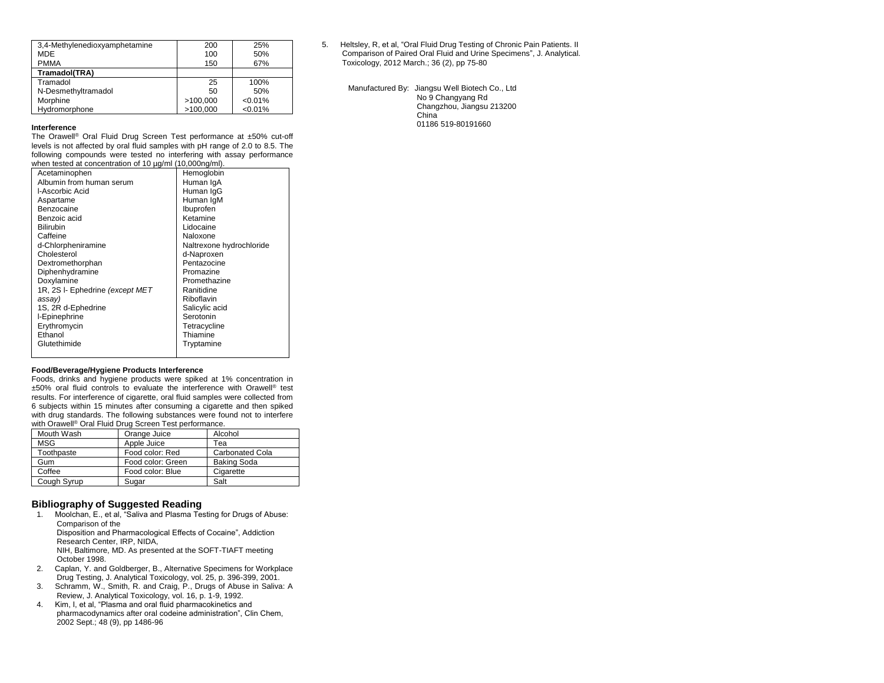| | | |
|---|---|---|
| 3,4-Methylenedioxyamphetamine | 200 | 25% |
| MDE | 100 | 50% |
| PMMA | 150 | 67% |
| **Tramadol(TRA)** | | |
| Tramadol | 25 | 100% |
| N-Desmethyltramadol | 50 | 50% |
| Morphine | >100,000 | <0.01% |
| Hydromorphone | >100,000 | <0.01% |

**Interference**

The Orawell® Oral Fluid Drug Screen Test performance at ±50% cut-off levels is not affected by oral fluid samples with pH range of 2.0 to 8.5. The following compounds were tested no interfering with assay performance when tested at concentration of 10 µg/ml (10,000ng/ml).

| | |
|---|---|
| Acetaminophen | Hemoglobin |
| Albumin from human serum | Human IgA |
| l-Ascorbic Acid | Human IgG |
| Aspartame | Human IgM |
| Benzocaine | Ibuprofen |
| Benzoic acid | Ketamine |
| Bilirubin | Lidocaine |
| Caffeine | Naloxone |
| d-Chlorpheniramine | Naltrexone hydrochloride |
| Cholesterol | d-Naproxen |
| Dextromethorphan | Pentazocine |
| Diphenhydramine | Promazine |
| Doxylamine | Promethazine |
| 1R, 2S l- Ephedrine *(except MET assay)* | Ranitidine |
| | Riboflavin |
| 1S, 2R d-Ephedrine | Salicylic acid |
| l-Epinephrine | Serotonin |
| Erythromycin | Tetracycline |
| Ethanol | Thiamine |
| Glutethimide | Tryptamine |

**Food/Beverage/Hygiene Products Interference**

Foods, drinks and hygiene products were spiked at 1% concentration in ±50% oral fluid controls to evaluate the interference with Orawell® test results. For interference of cigarette, oral fluid samples were collected from 6 subjects within 15 minutes after consuming a cigarette and then spiked with drug standards. The following substances were found not to interfere with Orawell® Oral Fluid Drug Screen Test performance.

| | | |
|---|---|---|
| Mouth Wash | Orange Juice | Alcohol |
| MSG | Apple Juice | Tea |
| Toothpaste | Food color: Red | Carbonated Cola |
| Gum | Food color: Green | Baking Soda |
| Coffee | Food color: Blue | Cigarette |
| Cough Syrup | Sugar | Salt |

## Bibliography of Suggested Reading

1. Moolchan, E., et al, "Saliva and Plasma Testing for Drugs of Abuse: Comparison of the Disposition and Pharmacological Effects of Cocaine", Addiction Research Center, IRP, NIDA, NIH, Baltimore, MD. As presented at the SOFT-TIAFT meeting October 1998.
2. Caplan, Y. and Goldberger, B., Alternative Specimens for Workplace Drug Testing, J. Analytical Toxicology, vol. 25, p. 396-399, 2001.
3. Schramm, W., Smith, R. and Craig, P., Drugs of Abuse in Saliva: A Review, J. Analytical Toxicology, vol. 16, p. 1-9, 1992.
4. Kim, I, et al, "Plasma and oral fluid pharmacokinetics and pharmacodynamics after oral codeine administration", Clin Chem, 2002 Sept.; 48 (9), pp 1486-96
5. Heltsley, R, et al, "Oral Fluid Drug Testing of Chronic Pain Patients. II Comparison of Paired Oral Fluid and Urine Specimens", J. Analytical. Toxicology, 2012 March.; 36 (2), pp 75-80

Manufactured By: Jiangsu Well Biotech Co., Ltd
No 9 Changyang Rd
Changzhou, Jiangsu 213200
China
01186 519-80191660